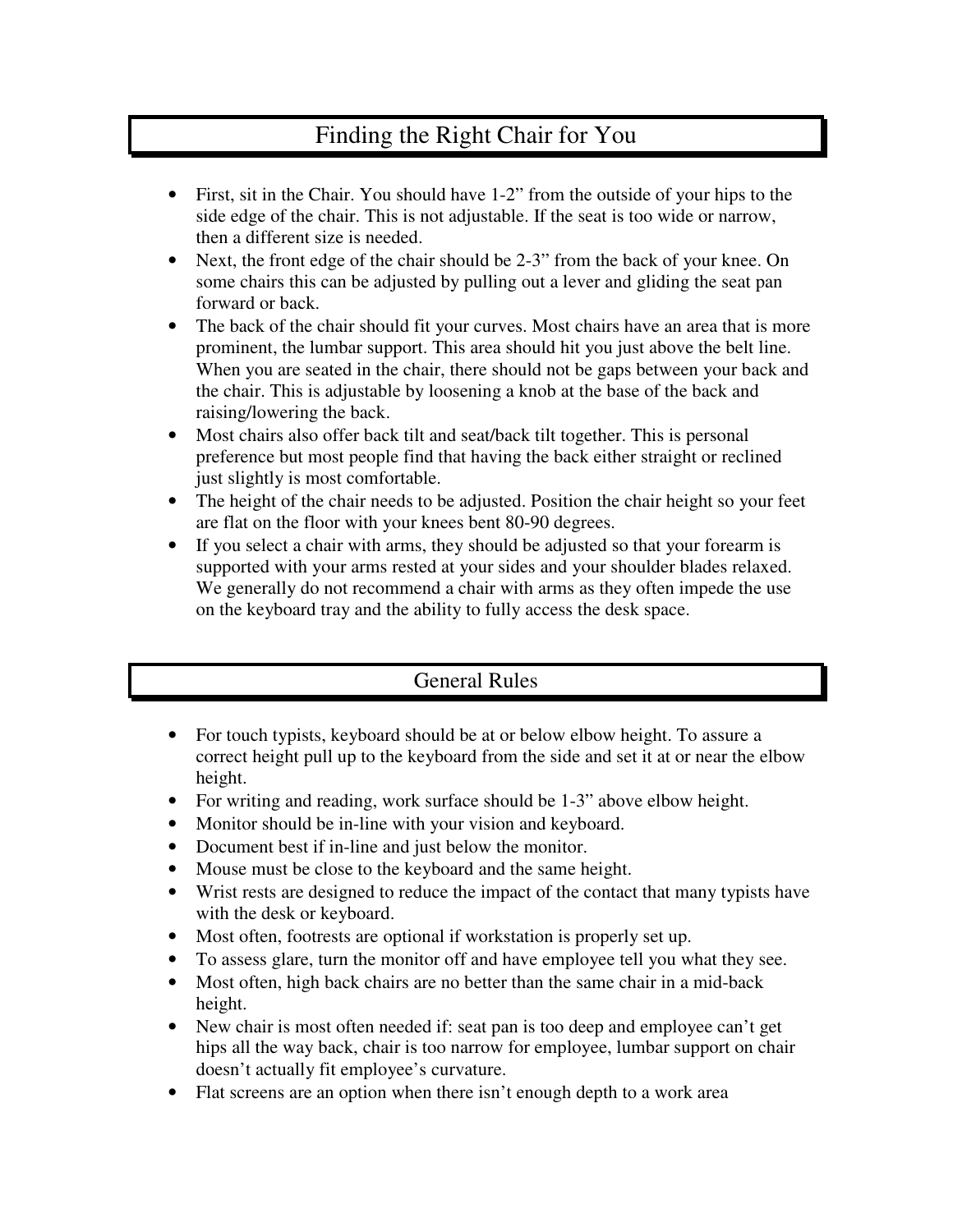## Finding the Right Chair for You

- First, sit in the Chair. You should have 1-2" from the outside of your hips to the side edge of the chair. This is not adjustable. If the seat is too wide or narrow, then a different size is needed.
- Next, the front edge of the chair should be 2-3" from the back of your knee. On some chairs this can be adjusted by pulling out a lever and gliding the seat pan forward or back.
- The back of the chair should fit your curves. Most chairs have an area that is more prominent, the lumbar support. This area should hit you just above the belt line. When you are seated in the chair, there should not be gaps between your back and the chair. This is adjustable by loosening a knob at the base of the back and raising/lowering the back.
- Most chairs also offer back tilt and seat/back tilt together. This is personal preference but most people find that having the back either straight or reclined just slightly is most comfortable.
- The height of the chair needs to be adjusted. Position the chair height so your feet are flat on the floor with your knees bent 80-90 degrees.
- If you select a chair with arms, they should be adjusted so that your forearm is supported with your arms rested at your sides and your shoulder blades relaxed. We generally do not recommend a chair with arms as they often impede the use on the keyboard tray and the ability to fully access the desk space.

## General Rules

- For touch typists, keyboard should be at or below elbow height. To assure a correct height pull up to the keyboard from the side and set it at or near the elbow height.
- For writing and reading, work surface should be 1-3" above elbow height.
- Monitor should be in-line with your vision and keyboard.
- Document best if in-line and just below the monitor.
- Mouse must be close to the keyboard and the same height.
- Wrist rests are designed to reduce the impact of the contact that many typists have with the desk or keyboard.
- Most often, footrests are optional if workstation is properly set up.
- To assess glare, turn the monitor off and have employee tell you what they see.
- Most often, high back chairs are no better than the same chair in a mid-back height.
- New chair is most often needed if: seat pan is too deep and employee can't get hips all the way back, chair is too narrow for employee, lumbar support on chair doesn't actually fit employee's curvature.
- Flat screens are an option when there isn't enough depth to a work area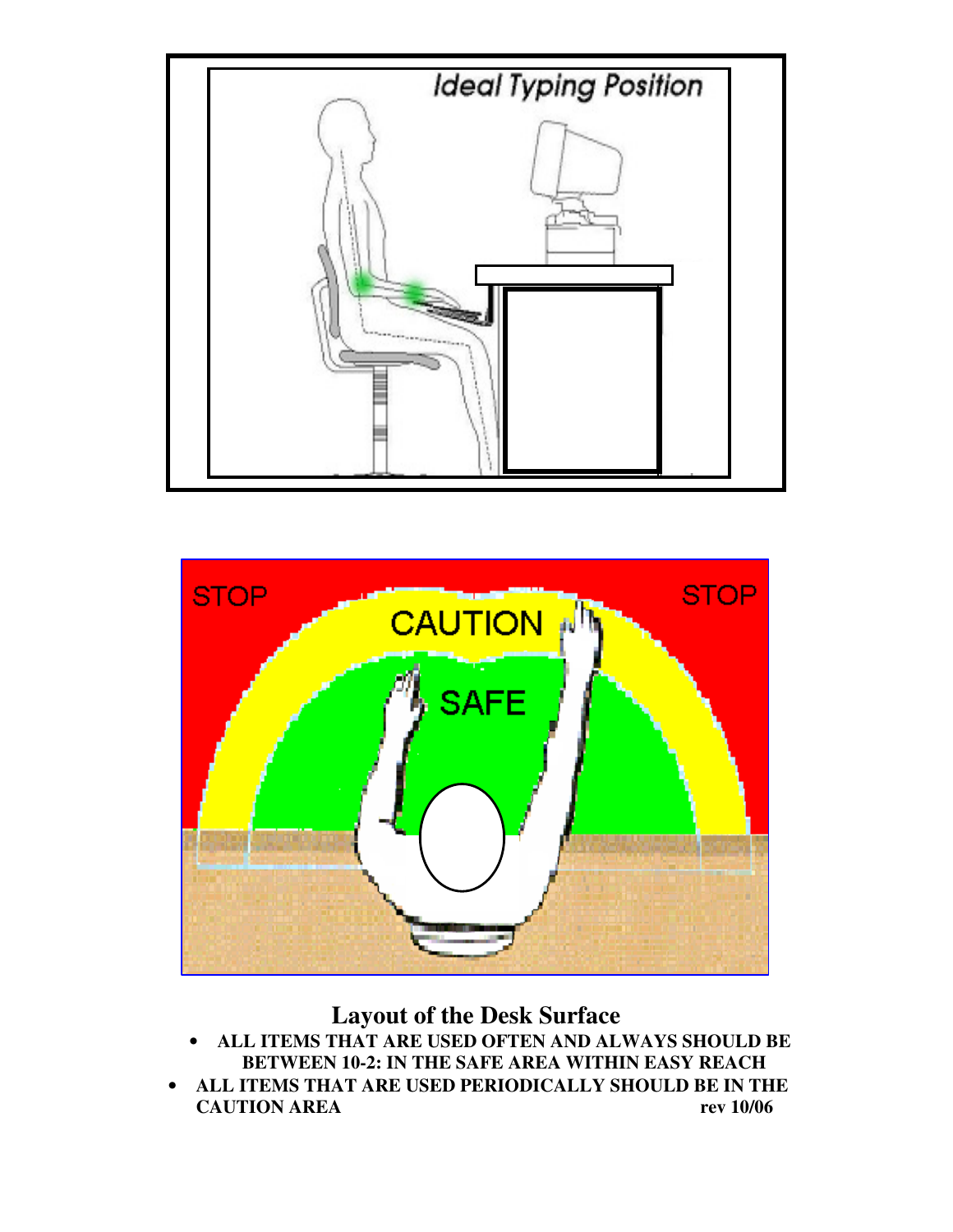Ideal Typing Position

STOP

STOP

CAUTION

SAFE

## Layout of the Desk Surface

- **ALL ITEMS THAT ARE USED OFTEN AND ALWAYS SHOULD BE BETWEEN 10-2: IN THE SAFE AREA WITHIN EASY REACH**
- **ALL ITEMS THAT ARE USED PERIODICALLY SHOULD BE IN THE CAUTION AREA**

**rev 10/06**